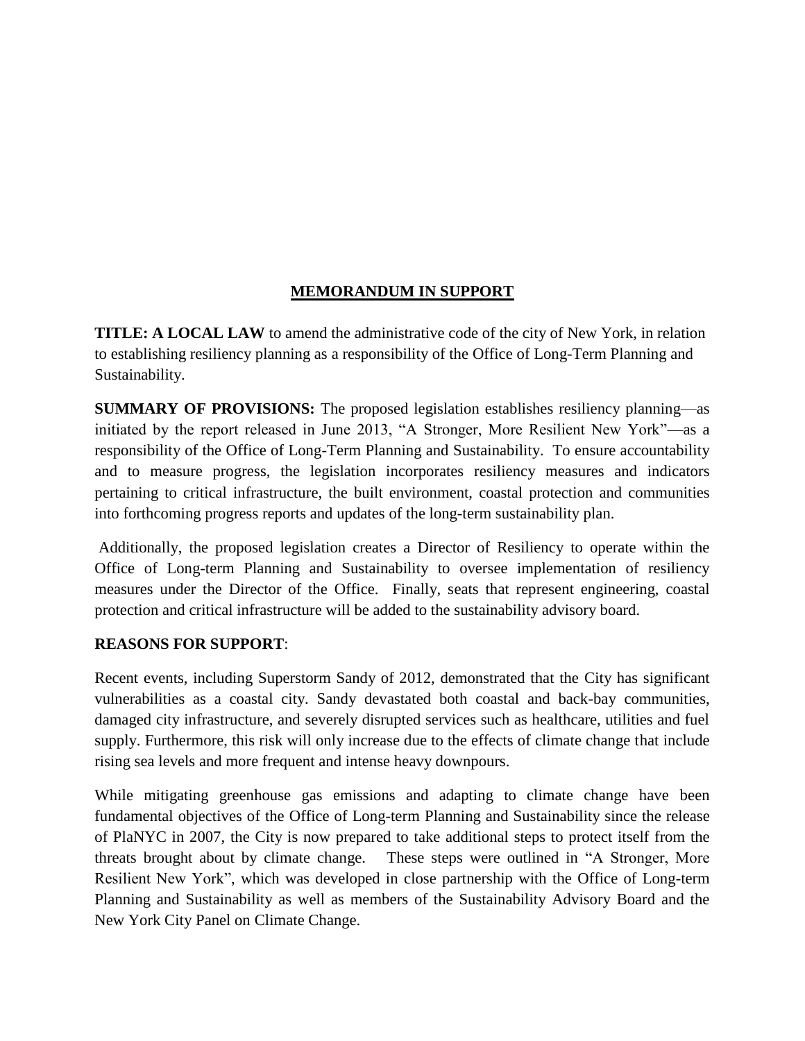# MEMORANDUM IN SUPPORT

**TITLE: A LOCAL LAW** to amend the administrative code of the city of New York, in relation to establishing resiliency planning as a responsibility of the Office of Long-Term Planning and Sustainability.

**SUMMARY OF PROVISIONS:** The proposed legislation establishes resiliency planning—as initiated by the report released in June 2013, "A Stronger, More Resilient New York"—as a responsibility of the Office of Long-Term Planning and Sustainability. To ensure accountability and to measure progress, the legislation incorporates resiliency measures and indicators pertaining to critical infrastructure, the built environment, coastal protection and communities into forthcoming progress reports and updates of the long-term sustainability plan.

Additionally, the proposed legislation creates a Director of Resiliency to operate within the Office of Long-term Planning and Sustainability to oversee implementation of resiliency measures under the Director of the Office. Finally, seats that represent engineering, coastal protection and critical infrastructure will be added to the sustainability advisory board.

**REASONS FOR SUPPORT**:

Recent events, including Superstorm Sandy of 2012, demonstrated that the City has significant vulnerabilities as a coastal city. Sandy devastated both coastal and back-bay communities, damaged city infrastructure, and severely disrupted services such as healthcare, utilities and fuel supply. Furthermore, this risk will only increase due to the effects of climate change that include rising sea levels and more frequent and intense heavy downpours.

While mitigating greenhouse gas emissions and adapting to climate change have been fundamental objectives of the Office of Long-term Planning and Sustainability since the release of PlaNYC in 2007, the City is now prepared to take additional steps to protect itself from the threats brought about by climate change. These steps were outlined in "A Stronger, More Resilient New York", which was developed in close partnership with the Office of Long-term Planning and Sustainability as well as members of the Sustainability Advisory Board and the New York City Panel on Climate Change.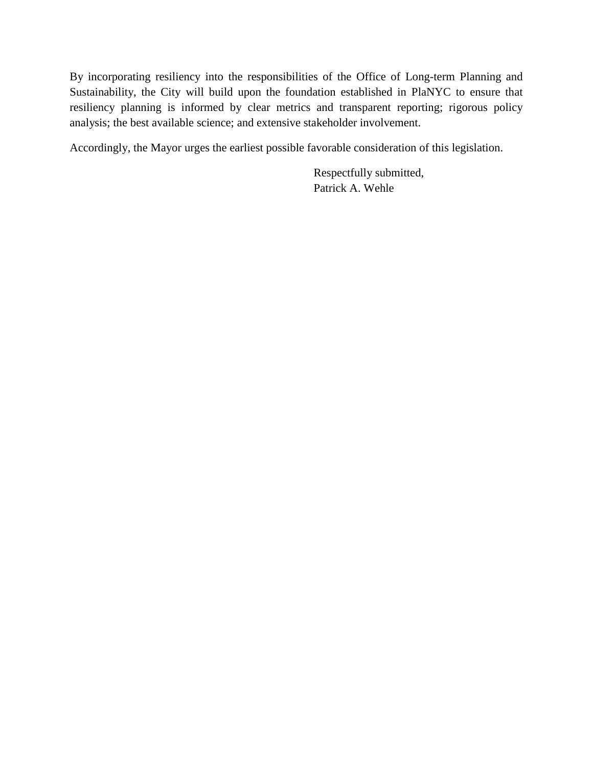By incorporating resiliency into the responsibilities of the Office of Long-term Planning and Sustainability, the City will build upon the foundation established in PlaNYC to ensure that resiliency planning is informed by clear metrics and transparent reporting; rigorous policy analysis; the best available science; and extensive stakeholder involvement.

Accordingly, the Mayor urges the earliest possible favorable consideration of this legislation.

Respectfully submitted,  
Patrick A. Wehle